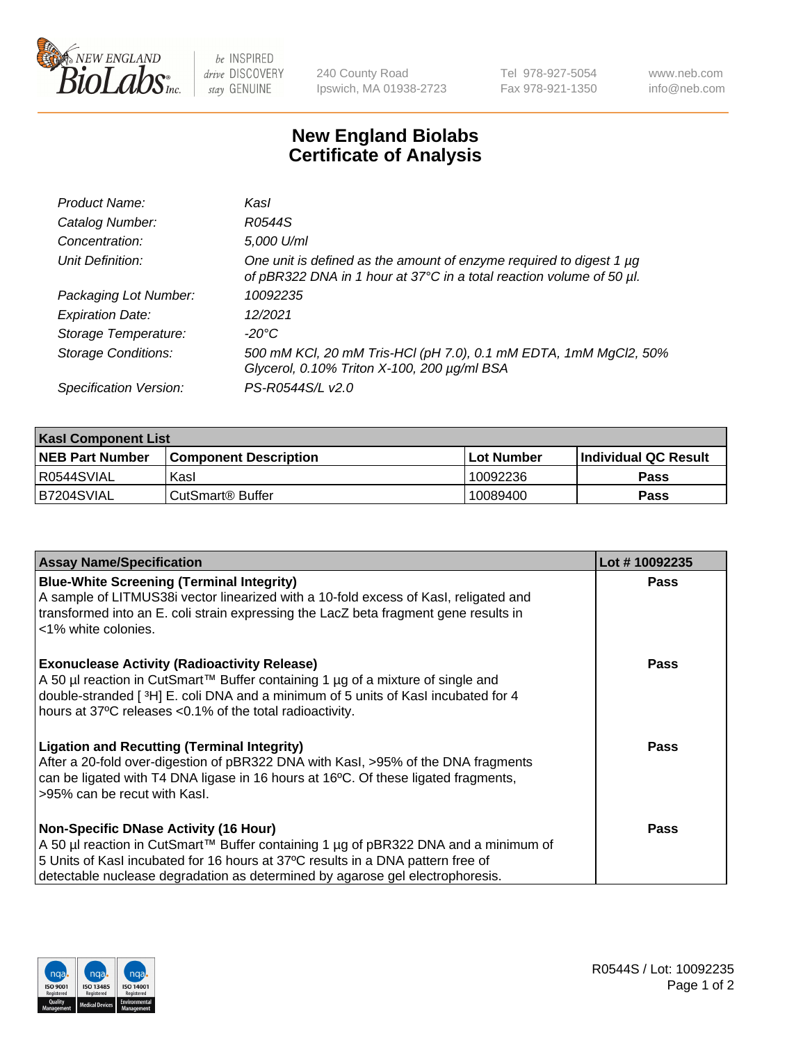# New England Biolabs
# Certificate of Analysis

| | |
|---|---|
| *Product Name:* | *KasI* |
| *Catalog Number:* | *R0544S* |
| *Concentration:* | *5,000 U/ml* |
| *Unit Definition:* | *One unit is defined as the amount of enzyme required to digest 1 µg of pBR322 DNA in 1 hour at 37°C in a total reaction volume of 50 µl.* |
| *Packaging Lot Number:* | *10092235* |
| *Expiration Date:* | *12/2021* |
| *Storage Temperature:* | *-20°C* |
| *Storage Conditions:* | *500 mM KCl, 20 mM Tris-HCl (pH 7.0), 0.1 mM EDTA, 1mM MgCl2, 50% Glycerol, 0.10% Triton X-100, 200 µg/ml BSA* |
| *Specification Version:* | *PS-R0544S/L v2.0* |

**KasI Component List**

| NEB Part Number | Component Description | Lot Number | Individual QC Result |
|---|---|---|---|
| R0544SVIAL | KasI | 10092236 | **Pass** |
| B7204SVIAL | CutSmart® Buffer | 10089400 | **Pass** |

| Assay Name/Specification | Lot # 10092235 |
|---|---|
| **Blue-White Screening (Terminal Integrity)**<br>A sample of LITMUS38i vector linearized with a 10-fold excess of KasI, religated and transformed into an E. coli strain expressing the LacZ beta fragment gene results in <1% white colonies. | **Pass** |
| **Exonuclease Activity (Radioactivity Release)**<br>A 50 µl reaction in CutSmart™ Buffer containing 1 µg of a mixture of single and double-stranded [ $^3$H] E. coli DNA and a minimum of 5 units of KasI incubated for 4 hours at 37ºC releases <0.1% of the total radioactivity. | **Pass** |
| **Ligation and Recutting (Terminal Integrity)**<br>After a 20-fold over-digestion of pBR322 DNA with KasI, >95% of the DNA fragments can be ligated with T4 DNA ligase in 16 hours at 16ºC. Of these ligated fragments, >95% can be recut with KasI. | **Pass** |
| **Non-Specific DNase Activity (16 Hour)**<br>A 50 µl reaction in CutSmart™ Buffer containing 1 µg of pBR322 DNA and a minimum of 5 Units of KasI incubated for 16 hours at 37ºC results in a DNA pattern free of detectable nuclease degradation as determined by agarose gel electrophoresis. | **Pass** |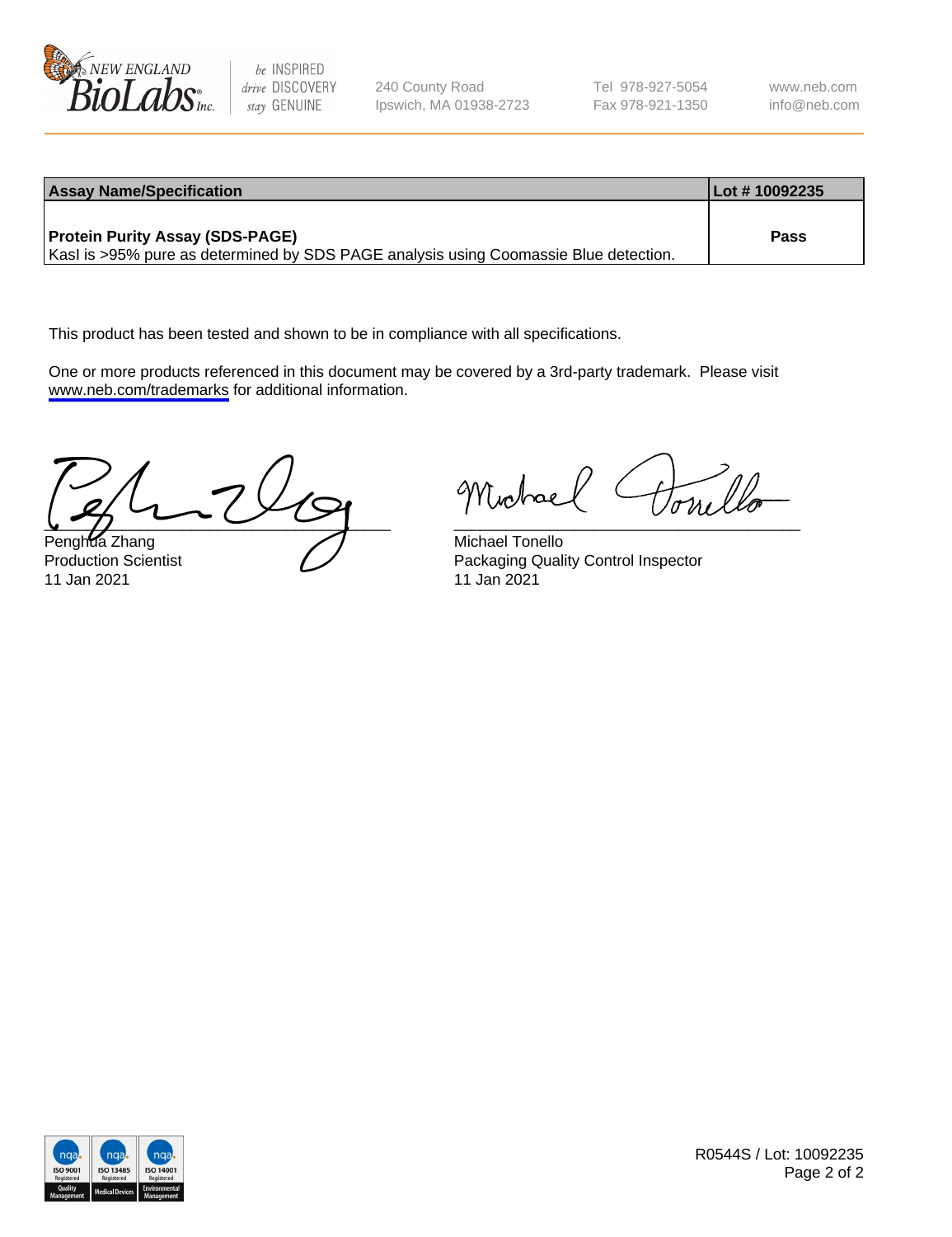| Assay Name/Specification | Lot # 10092235 |
| --- | --- |
| **Protein Purity Assay (SDS-PAGE)**<br>KasI is >95% pure as determined by SDS PAGE analysis using Coomassie Blue detection. | **Pass** |

This product has been tested and shown to be in compliance with all specifications.

One or more products referenced in this document may be covered by a 3rd-party trademark. Please visit www.neb.com/trademarks for additional information.

Penghua Zhang
Production Scientist
11 Jan 2021

Michael Tonello
Packaging Quality Control Inspector
11 Jan 2021

R0544S / Lot: 10092235